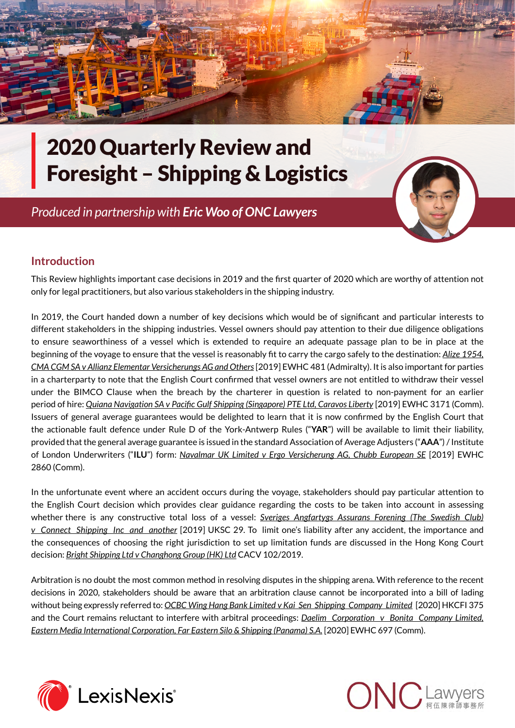# 2020 Quarterly Review and Foresight – Shipping & Logistics

*Produced in partnership with **Eric Woo of ONC Lawyers***

## Introduction

This Review highlights important case decisions in 2019 and the first quarter of 2020 which are worthy of attention not only for legal practitioners, but also various stakeholders in the shipping industry.

In 2019, the Court handed down a number of key decisions which would be of significant and particular interests to different stakeholders in the shipping industries. Vessel owners should pay attention to their due diligence obligations to ensure seaworthiness of a vessel which is extended to require an adequate passage plan to be in place at the beginning of the voyage to ensure that the vessel is reasonably fit to carry the cargo safely to the destination: *Alize 1954, CMA CGM SA v Allianz Elementar Versicherungs AG and Others* [2019] EWHC 481 (Admiralty). It is also important for parties in a charterparty to note that the English Court confirmed that vessel owners are not entitled to withdraw their vessel under the BIMCO Clause when the breach by the charterer in question is related to non-payment for an earlier period of hire: *Quiana Navigation SA v Pacific Gulf Shipping (Singapore) PTE Ltd, Caravos Liberty* [2019] EWHC 3171 (Comm). Issuers of general average guarantees would be delighted to learn that it is now confirmed by the English Court that the actionable fault defence under Rule D of the York-Antwerp Rules ("**YAR**") will be available to limit their liability, provided that the general average guarantee is issued in the standard Association of Average Adjusters ("**AAA**") / Institute of London Underwriters ("**ILU**") form: *Navalmar UK Limited v Ergo Versicherung AG, Chubb European SE* [2019] EWHC 2860 (Comm).

In the unfortunate event where an accident occurs during the voyage, stakeholders should pay particular attention to the English Court decision which provides clear guidance regarding the costs to be taken into account in assessing whether there is any constructive total loss of a vessel: *Sveriges Angfartygs Assurans Forening (The Swedish Club) v Connect Shipping Inc and another* [2019] UKSC 29. To limit one's liability after any accident, the importance and the consequences of choosing the right jurisdiction to set up limitation funds are discussed in the Hong Kong Court decision: *Bright Shipping Ltd v Changhong Group (HK) Ltd* CACV 102/2019.

Arbitration is no doubt the most common method in resolving disputes in the shipping arena. With reference to the recent decisions in 2020, stakeholders should be aware that an arbitration clause cannot be incorporated into a bill of lading without being expressly referred to: *OCBC Wing Hang Bank Limited v Kai Sen Shipping Company Limited* [2020] HKCFI 375 and the Court remains reluctant to interfere with arbitral proceedings: *Daelim Corporation v Bonita Company Limited, Eastern Media International Corporation, Far Eastern Silo & Shipping (Panama) S.A.* [2020] EWHC 697 (Comm).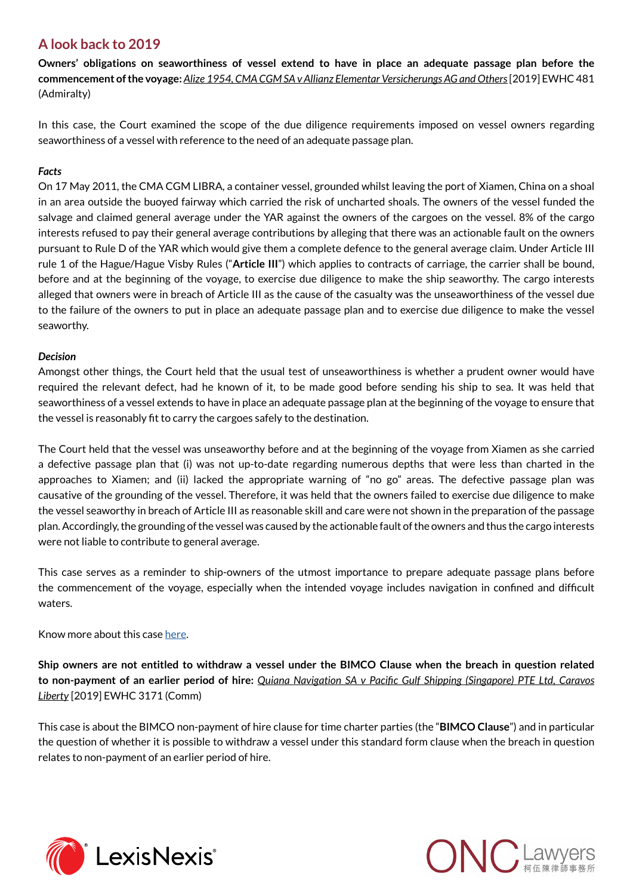## A look back to 2019

**Owners' obligations on seaworthiness of vessel extend to have in place an adequate passage plan before the commencement of the voyage:** *Alize 1954, CMA CGM SA v Allianz Elementar Versicherungs AG and Others* [2019] EWHC 481 (Admiralty)

In this case, the Court examined the scope of the due diligence requirements imposed on vessel owners regarding seaworthiness of a vessel with reference to the need of an adequate passage plan.

***Facts***

On 17 May 2011, the CMA CGM LIBRA, a container vessel, grounded whilst leaving the port of Xiamen, China on a shoal in an area outside the buoyed fairway which carried the risk of uncharted shoals. The owners of the vessel funded the salvage and claimed general average under the YAR against the owners of the cargoes on the vessel. 8% of the cargo interests refused to pay their general average contributions by alleging that there was an actionable fault on the owners pursuant to Rule D of the YAR which would give them a complete defence to the general average claim. Under Article III rule 1 of the Hague/Hague Visby Rules ("**Article III**") which applies to contracts of carriage, the carrier shall be bound, before and at the beginning of the voyage, to exercise due diligence to make the ship seaworthy. The cargo interests alleged that owners were in breach of Article III as the cause of the casualty was the unseaworthiness of the vessel due to the failure of the owners to put in place an adequate passage plan and to exercise due diligence to make the vessel seaworthy.

***Decision***

Amongst other things, the Court held that the usual test of unseaworthiness is whether a prudent owner would have required the relevant defect, had he known of it, to be made good before sending his ship to sea. It was held that seaworthiness of a vessel extends to have in place an adequate passage plan at the beginning of the voyage to ensure that the vessel is reasonably fit to carry the cargoes safely to the destination.

The Court held that the vessel was unseaworthy before and at the beginning of the voyage from Xiamen as she carried a defective passage plan that (i) was not up-to-date regarding numerous depths that were less than charted in the approaches to Xiamen; and (ii) lacked the appropriate warning of "no go" areas. The defective passage plan was causative of the grounding of the vessel. Therefore, it was held that the owners failed to exercise due diligence to make the vessel seaworthy in breach of Article III as reasonable skill and care were not shown in the preparation of the passage plan. Accordingly, the grounding of the vessel was caused by the actionable fault of the owners and thus the cargo interests were not liable to contribute to general average.

This case serves as a reminder to ship-owners of the utmost importance to prepare adequate passage plans before the commencement of the voyage, especially when the intended voyage includes navigation in confined and difficult waters.

Know more about this case here.

**Ship owners are not entitled to withdraw a vessel under the BIMCO Clause when the breach in question related to non-payment of an earlier period of hire:** *Quiana Navigation SA v Pacific Gulf Shipping (Singapore) PTE Ltd, Caravos Liberty* [2019] EWHC 3171 (Comm)

This case is about the BIMCO non-payment of hire clause for time charter parties (the "**BIMCO Clause**") and in particular the question of whether it is possible to withdraw a vessel under this standard form clause when the breach in question relates to non-payment of an earlier period of hire.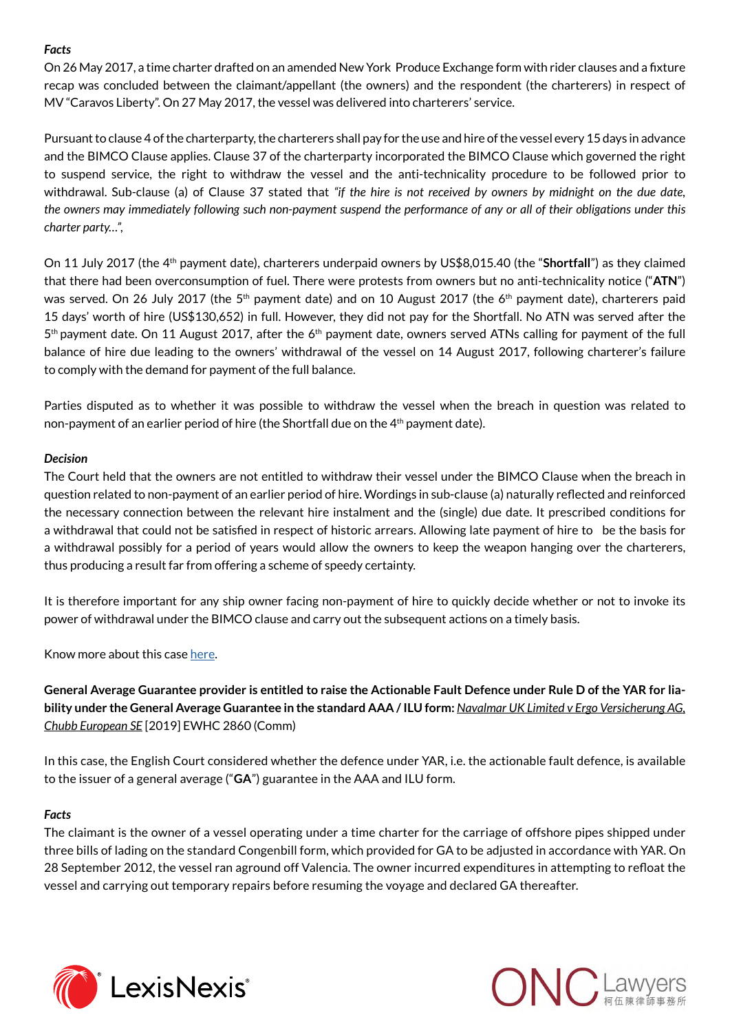***Facts***

On 26 May 2017, a time charter drafted on an amended New York Produce Exchange form with rider clauses and a fixture recap was concluded between the claimant/appellant (the owners) and the respondent (the charterers) in respect of MV "Caravos Liberty". On 27 May 2017, the vessel was delivered into charterers' service.

Pursuant to clause 4 of the charterparty, the charterers shall pay for the use and hire of the vessel every 15 days in advance and the BIMCO Clause applies. Clause 37 of the charterparty incorporated the BIMCO Clause which governed the right to suspend service, the right to withdraw the vessel and the anti-technicality procedure to be followed prior to withdrawal. Sub-clause (a) of Clause 37 stated that *"if the hire is not received by owners by midnight on the due date, the owners may immediately following such non-payment suspend the performance of any or all of their obligations under this charter party…",*

On 11 July 2017 (the 4th payment date), charterers underpaid owners by US$8,015.40 (the "**Shortfall**") as they claimed that there had been overconsumption of fuel. There were protests from owners but no anti-technicality notice ("**ATN**") was served. On 26 July 2017 (the 5th payment date) and on 10 August 2017 (the 6th payment date), charterers paid 15 days' worth of hire (US$130,652) in full. However, they did not pay for the Shortfall. No ATN was served after the 5th payment date. On 11 August 2017, after the 6th payment date, owners served ATNs calling for payment of the full balance of hire due leading to the owners' withdrawal of the vessel on 14 August 2017, following charterer's failure to comply with the demand for payment of the full balance.

Parties disputed as to whether it was possible to withdraw the vessel when the breach in question was related to non-payment of an earlier period of hire (the Shortfall due on the 4th payment date).

***Decision***

The Court held that the owners are not entitled to withdraw their vessel under the BIMCO Clause when the breach in question related to non-payment of an earlier period of hire. Wordings in sub-clause (a) naturally reflected and reinforced the necessary connection between the relevant hire instalment and the (single) due date. It prescribed conditions for a withdrawal that could not be satisfied in respect of historic arrears. Allowing late payment of hire to be the basis for a withdrawal possibly for a period of years would allow the owners to keep the weapon hanging over the charterers, thus producing a result far from offering a scheme of speedy certainty.

It is therefore important for any ship owner facing non-payment of hire to quickly decide whether or not to invoke its power of withdrawal under the BIMCO clause and carry out the subsequent actions on a timely basis.

Know more about this case here.

**General Average Guarantee provider is entitled to raise the Actionable Fault Defence under Rule D of the YAR for liability under the General Average Guarantee in the standard AAA / ILU form:** *Navalmar UK Limited v Ergo Versicherung AG, Chubb European SE* [2019] EWHC 2860 (Comm)

In this case, the English Court considered whether the defence under YAR, i.e. the actionable fault defence, is available to the issuer of a general average ("**GA**") guarantee in the AAA and ILU form.

***Facts***

The claimant is the owner of a vessel operating under a time charter for the carriage of offshore pipes shipped under three bills of lading on the standard Congenbill form, which provided for GA to be adjusted in accordance with YAR. On 28 September 2012, the vessel ran aground off Valencia. The owner incurred expenditures in attempting to refloat the vessel and carrying out temporary repairs before resuming the voyage and declared GA thereafter.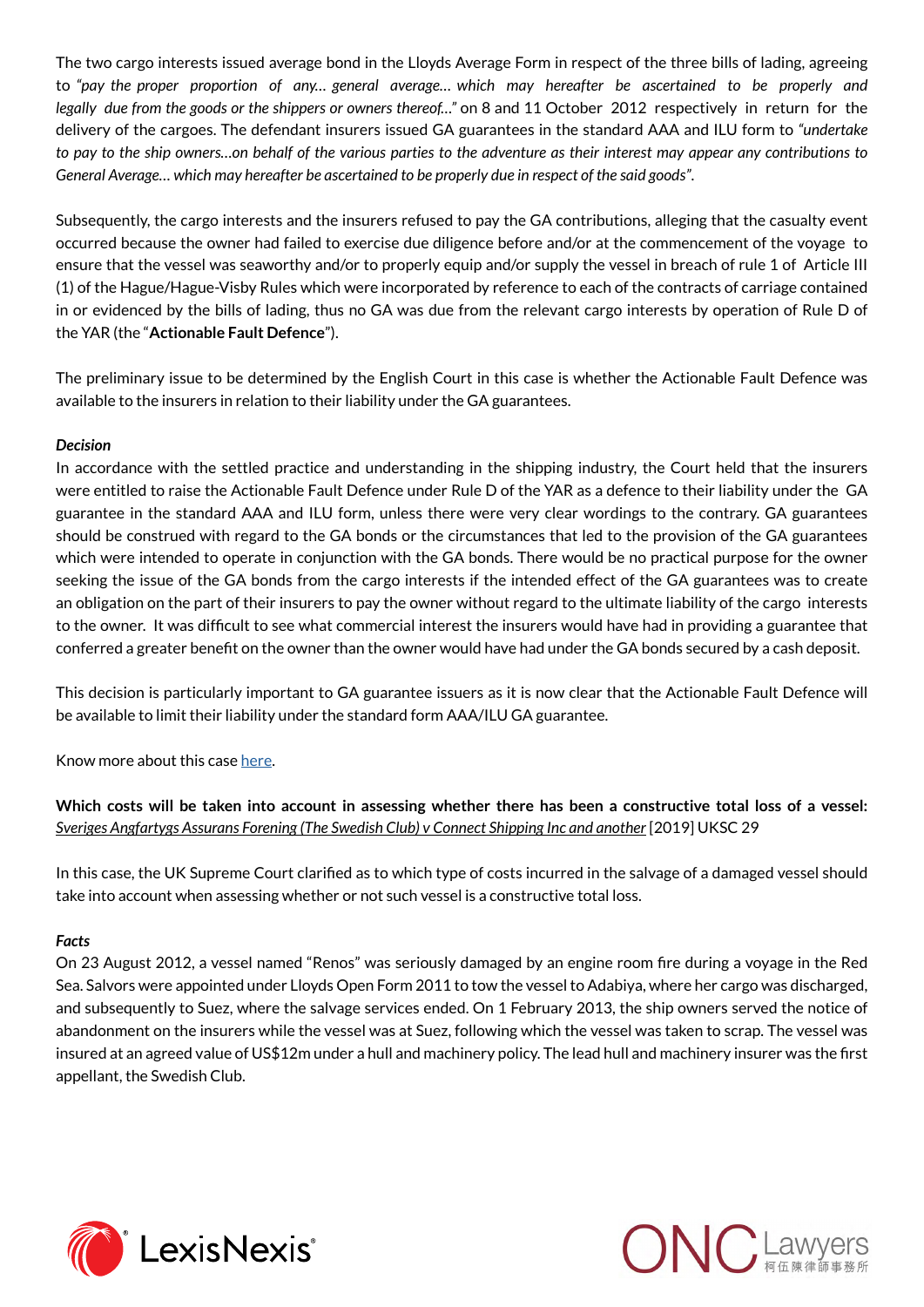The two cargo interests issued average bond in the Lloyds Average Form in respect of the three bills of lading, agreeing to *"pay the proper proportion of any… general average… which may hereafter be ascertained to be properly and legally due from the goods or the shippers or owners thereof…"* on 8 and 11 October 2012 respectively in return for the delivery of the cargoes. The defendant insurers issued GA guarantees in the standard AAA and ILU form to *"undertake to pay to the ship owners…on behalf of the various parties to the adventure as their interest may appear any contributions to General Average… which may hereafter be ascertained to be properly due in respect of the said goods"*.

Subsequently, the cargo interests and the insurers refused to pay the GA contributions, alleging that the casualty event occurred because the owner had failed to exercise due diligence before and/or at the commencement of the voyage to ensure that the vessel was seaworthy and/or to properly equip and/or supply the vessel in breach of rule 1 of Article III (1) of the Hague/Hague-Visby Rules which were incorporated by reference to each of the contracts of carriage contained in or evidenced by the bills of lading, thus no GA was due from the relevant cargo interests by operation of Rule D of the YAR (the "**Actionable Fault Defence**").

The preliminary issue to be determined by the English Court in this case is whether the Actionable Fault Defence was available to the insurers in relation to their liability under the GA guarantees.

***Decision***

In accordance with the settled practice and understanding in the shipping industry, the Court held that the insurers were entitled to raise the Actionable Fault Defence under Rule D of the YAR as a defence to their liability under the GA guarantee in the standard AAA and ILU form, unless there were very clear wordings to the contrary. GA guarantees should be construed with regard to the GA bonds or the circumstances that led to the provision of the GA guarantees which were intended to operate in conjunction with the GA bonds. There would be no practical purpose for the owner seeking the issue of the GA bonds from the cargo interests if the intended effect of the GA guarantees was to create an obligation on the part of their insurers to pay the owner without regard to the ultimate liability of the cargo interests to the owner. It was difficult to see what commercial interest the insurers would have had in providing a guarantee that conferred a greater benefit on the owner than the owner would have had under the GA bonds secured by a cash deposit.

This decision is particularly important to GA guarantee issuers as it is now clear that the Actionable Fault Defence will be available to limit their liability under the standard form AAA/ILU GA guarantee.

Know more about this case here.

**Which costs will be taken into account in assessing whether there has been a constructive total loss of a vessel:** *Sveriges Angfartygs Assurans Forening (The Swedish Club) v Connect Shipping Inc and another* [2019] UKSC 29

In this case, the UK Supreme Court clarified as to which type of costs incurred in the salvage of a damaged vessel should take into account when assessing whether or not such vessel is a constructive total loss.

***Facts***

On 23 August 2012, a vessel named "Renos" was seriously damaged by an engine room fire during a voyage in the Red Sea. Salvors were appointed under Lloyds Open Form 2011 to tow the vessel to Adabiya, where her cargo was discharged, and subsequently to Suez, where the salvage services ended. On 1 February 2013, the ship owners served the notice of abandonment on the insurers while the vessel was at Suez, following which the vessel was taken to scrap. The vessel was insured at an agreed value of US$12m under a hull and machinery policy. The lead hull and machinery insurer was the first appellant, the Swedish Club.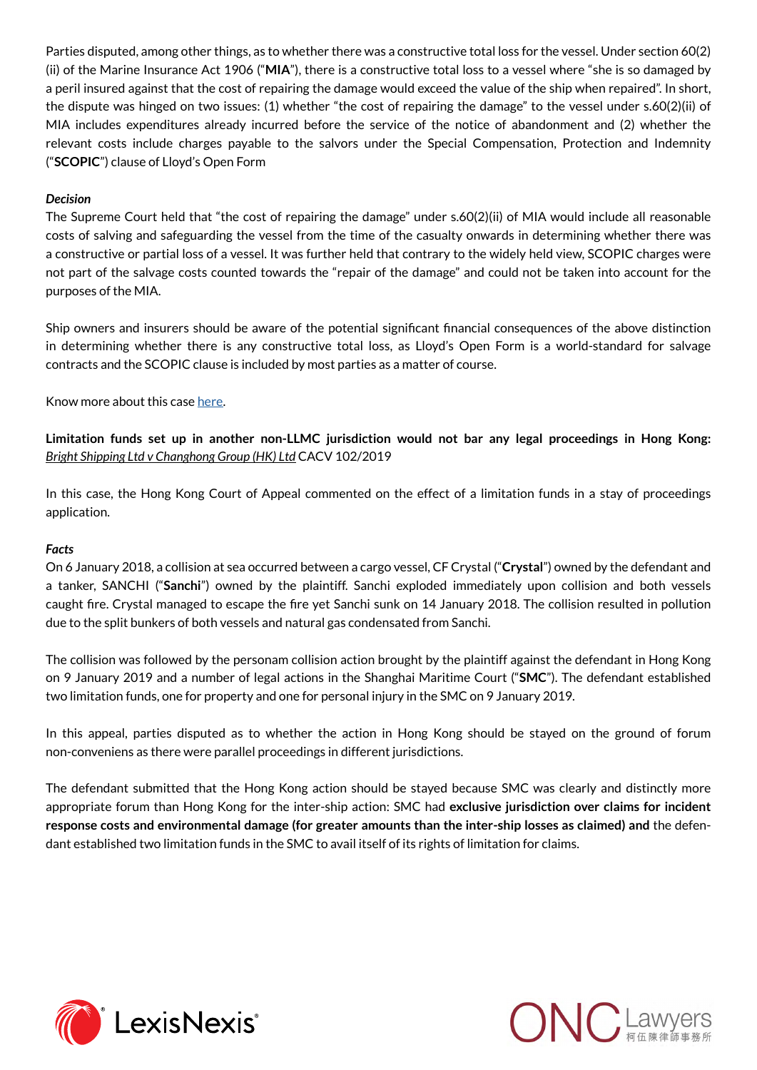Parties disputed, among other things, as to whether there was a constructive total loss for the vessel. Under section 60(2)(ii) of the Marine Insurance Act 1906 ("**MIA**"), there is a constructive total loss to a vessel where "she is so damaged by a peril insured against that the cost of repairing the damage would exceed the value of the ship when repaired". In short, the dispute was hinged on two issues: (1) whether "the cost of repairing the damage" to the vessel under s.60(2)(ii) of MIA includes expenditures already incurred before the service of the notice of abandonment and (2) whether the relevant costs include charges payable to the salvors under the Special Compensation, Protection and Indemnity ("**SCOPIC**") clause of Lloyd's Open Form

***Decision***

The Supreme Court held that "the cost of repairing the damage" under s.60(2)(ii) of MIA would include all reasonable costs of salving and safeguarding the vessel from the time of the casualty onwards in determining whether there was a constructive or partial loss of a vessel. It was further held that contrary to the widely held view, SCOPIC charges were not part of the salvage costs counted towards the "repair of the damage" and could not be taken into account for the purposes of the MIA.

Ship owners and insurers should be aware of the potential significant financial consequences of the above distinction in determining whether there is any constructive total loss, as Lloyd's Open Form is a world-standard for salvage contracts and the SCOPIC clause is included by most parties as a matter of course.

Know more about this case here.

**Limitation funds set up in another non-LLMC jurisdiction would not bar any legal proceedings in Hong Kong:** *Bright Shipping Ltd v Changhong Group (HK) Ltd* CACV 102/2019

In this case, the Hong Kong Court of Appeal commented on the effect of a limitation funds in a stay of proceedings application.

***Facts***

On 6 January 2018, a collision at sea occurred between a cargo vessel, CF Crystal ("**Crystal**") owned by the defendant and a tanker, SANCHI ("**Sanchi**") owned by the plaintiff. Sanchi exploded immediately upon collision and both vessels caught fire. Crystal managed to escape the fire yet Sanchi sunk on 14 January 2018. The collision resulted in pollution due to the split bunkers of both vessels and natural gas condensated from Sanchi.

The collision was followed by the personam collision action brought by the plaintiff against the defendant in Hong Kong on 9 January 2019 and a number of legal actions in the Shanghai Maritime Court ("**SMC**"). The defendant established two limitation funds, one for property and one for personal injury in the SMC on 9 January 2019.

In this appeal, parties disputed as to whether the action in Hong Kong should be stayed on the ground of forum non-conveniens as there were parallel proceedings in different jurisdictions.

The defendant submitted that the Hong Kong action should be stayed because SMC was clearly and distinctly more appropriate forum than Hong Kong for the inter-ship action: SMC had **exclusive jurisdiction over claims for incident response costs and environmental damage (for greater amounts than the inter-ship losses as claimed) and** the defendant established two limitation funds in the SMC to avail itself of its rights of limitation for claims.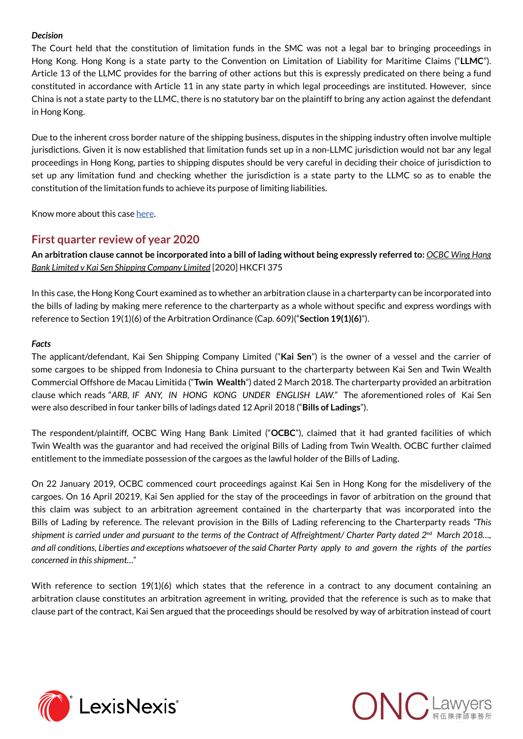***Decision***

The Court held that the constitution of limitation funds in the SMC was not a legal bar to bringing proceedings in Hong Kong. Hong Kong is a state party to the Convention on Limitation of Liability for Maritime Claims ("**LLMC**"). Article 13 of the LLMC provides for the barring of other actions but this is expressly predicated on there being a fund constituted in accordance with Article 11 in any state party in which legal proceedings are instituted. However, since China is not a state party to the LLMC, there is no statutory bar on the plaintiff to bring any action against the defendant in Hong Kong.

Due to the inherent cross border nature of the shipping business, disputes in the shipping industry often involve multiple jurisdictions. Given it is now established that limitation funds set up in a non-LLMC jurisdiction would not bar any legal proceedings in Hong Kong, parties to shipping disputes should be very careful in deciding their choice of jurisdiction to set up any limitation fund and checking whether the jurisdiction is a state party to the LLMC so as to enable the constitution of the limitation funds to achieve its purpose of limiting liabilities.

Know more about this case here.

## First quarter review of year 2020

**An arbitration clause cannot be incorporated into a bill of lading without being expressly referred to:** *OCBC Wing Hang Bank Limited v Kai Sen Shipping Company Limited* [2020] HKCFI 375

In this case, the Hong Kong Court examined as to whether an arbitration clause in a charterparty can be incorporated into the bills of lading by making mere reference to the charterparty as a whole without specific and express wordings with reference to Section 19(1)(6) of the Arbitration Ordinance (Cap. 609)("**Section 19(1)(6)**").

***Facts***

The applicant/defendant, Kai Sen Shipping Company Limited ("**Kai Sen**") is the owner of a vessel and the carrier of some cargoes to be shipped from Indonesia to China pursuant to the charterparty between Kai Sen and Twin Wealth Commercial Offshore de Macau Limitida ("**Twin Wealth**") dated 2 March 2018. The charterparty provided an arbitration clause which reads "*ARB, IF ANY, IN HONG KONG UNDER ENGLISH LAW.*" The aforementioned roles of Kai Sen were also described in four tanker bills of ladings dated 12 April 2018 ("**Bills of Ladings**").

The respondent/plaintiff, OCBC Wing Hang Bank Limited ("**OCBC**"), claimed that it had granted facilities of which Twin Wealth was the guarantor and had received the original Bills of Lading from Twin Wealth. OCBC further claimed entitlement to the immediate possession of the cargoes as the lawful holder of the Bills of Lading.

On 22 January 2019, OCBC commenced court proceedings against Kai Sen in Hong Kong for the misdelivery of the cargoes. On 16 April 20219, Kai Sen applied for the stay of the proceedings in favor of arbitration on the ground that this claim was subject to an arbitration agreement contained in the charterparty that was incorporated into the Bills of Lading by reference. The relevant provision in the Bills of Lading referencing to the Charterparty reads *"This shipment is carried under and pursuant to the terms of the Contract of Affreightment/ Charter Party dated 2nd March 2018…, and all conditions, Liberties and exceptions whatsoever of the said Charter Party apply to and govern the rights of the parties concerned in this shipment…"*

With reference to section 19(1)(6) which states that the reference in a contract to any document containing an arbitration clause constitutes an arbitration agreement in writing, provided that the reference is such as to make that clause part of the contract, Kai Sen argued that the proceedings should be resolved by way of arbitration instead of court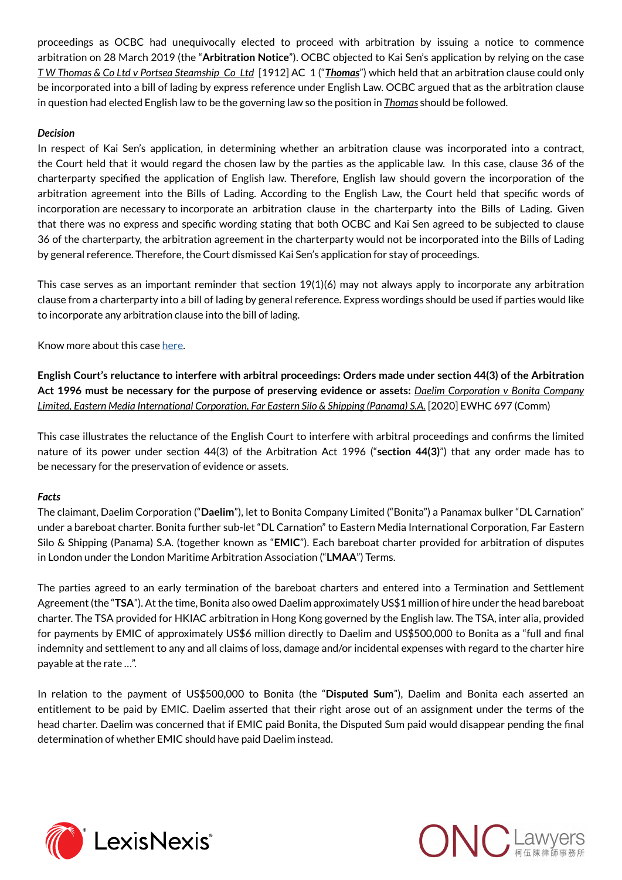proceedings as OCBC had unequivocally elected to proceed with arbitration by issuing a notice to commence arbitration on 28 March 2019 (the "**Arbitration Notice**"). OCBC objected to Kai Sen's application by relying on the case *T W Thomas & Co Ltd v Portsea Steamship Co Ltd* [1912] AC 1 ("***Thomas***") which held that an arbitration clause could only be incorporated into a bill of lading by express reference under English Law. OCBC argued that as the arbitration clause in question had elected English law to be the governing law so the position in *Thomas* should be followed.

***Decision***

In respect of Kai Sen's application, in determining whether an arbitration clause was incorporated into a contract, the Court held that it would regard the chosen law by the parties as the applicable law. In this case, clause 36 of the charterparty specified the application of English law. Therefore, English law should govern the incorporation of the arbitration agreement into the Bills of Lading. According to the English Law, the Court held that specific words of incorporation are necessary to incorporate an arbitration clause in the charterparty into the Bills of Lading. Given that there was no express and specific wording stating that both OCBC and Kai Sen agreed to be subjected to clause 36 of the charterparty, the arbitration agreement in the charterparty would not be incorporated into the Bills of Lading by general reference. Therefore, the Court dismissed Kai Sen's application for stay of proceedings.

This case serves as an important reminder that section 19(1)(6) may not always apply to incorporate any arbitration clause from a charterparty into a bill of lading by general reference. Express wordings should be used if parties would like to incorporate any arbitration clause into the bill of lading.

Know more about this case here.

**English Court's reluctance to interfere with arbitral proceedings: Orders made under section 44(3) of the Arbitration Act 1996 must be necessary for the purpose of preserving evidence or assets:** *Daelim Corporation v Bonita Company Limited, Eastern Media International Corporation, Far Eastern Silo & Shipping (Panama) S.A.* [2020] EWHC 697 (Comm)

This case illustrates the reluctance of the English Court to interfere with arbitral proceedings and confirms the limited nature of its power under section 44(3) of the Arbitration Act 1996 ("**section 44(3)**") that any order made has to be necessary for the preservation of evidence or assets.

***Facts***

The claimant, Daelim Corporation ("**Daelim**"), let to Bonita Company Limited ("Bonita") a Panamax bulker "DL Carnation" under a bareboat charter. Bonita further sub-let "DL Carnation" to Eastern Media International Corporation, Far Eastern Silo & Shipping (Panama) S.A. (together known as "**EMIC**"). Each bareboat charter provided for arbitration of disputes in London under the London Maritime Arbitration Association ("**LMAA**") Terms.

The parties agreed to an early termination of the bareboat charters and entered into a Termination and Settlement Agreement (the "**TSA**"). At the time, Bonita also owed Daelim approximately US$1 million of hire under the head bareboat charter. The TSA provided for HKIAC arbitration in Hong Kong governed by the English law. The TSA, inter alia, provided for payments by EMIC of approximately US$6 million directly to Daelim and US$500,000 to Bonita as a "full and final indemnity and settlement to any and all claims of loss, damage and/or incidental expenses with regard to the charter hire payable at the rate …".

In relation to the payment of US$500,000 to Bonita (the "**Disputed Sum**"), Daelim and Bonita each asserted an entitlement to be paid by EMIC. Daelim asserted that their right arose out of an assignment under the terms of the head charter. Daelim was concerned that if EMIC paid Bonita, the Disputed Sum paid would disappear pending the final determination of whether EMIC should have paid Daelim instead.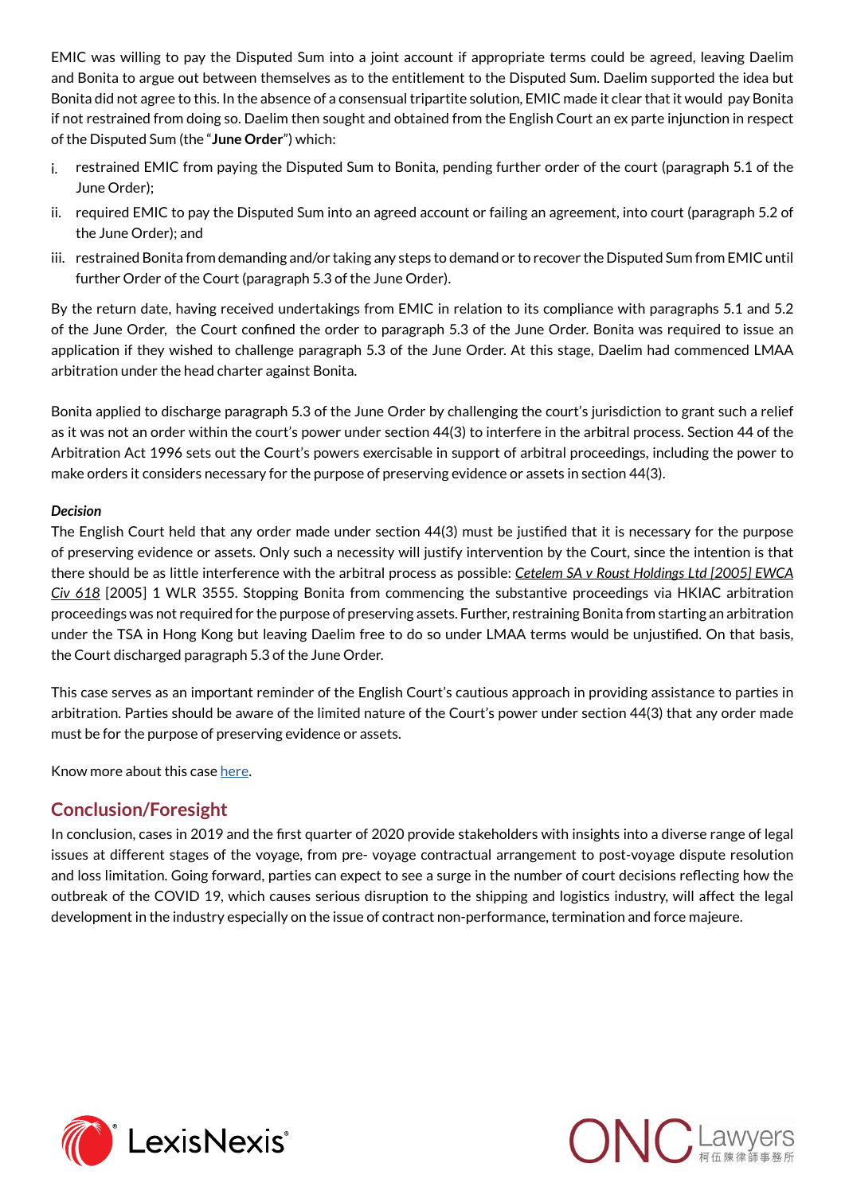EMIC was willing to pay the Disputed Sum into a joint account if appropriate terms could be agreed, leaving Daelim and Bonita to argue out between themselves as to the entitlement to the Disputed Sum. Daelim supported the idea but Bonita did not agree to this. In the absence of a consensual tripartite solution, EMIC made it clear that it would pay Bonita if not restrained from doing so. Daelim then sought and obtained from the English Court an ex parte injunction in respect of the Disputed Sum (the "**June Order**") which:

i. restrained EMIC from paying the Disputed Sum to Bonita, pending further order of the court (paragraph 5.1 of the June Order);
ii. required EMIC to pay the Disputed Sum into an agreed account or failing an agreement, into court (paragraph 5.2 of the June Order); and
iii. restrained Bonita from demanding and/or taking any steps to demand or to recover the Disputed Sum from EMIC until further Order of the Court (paragraph 5.3 of the June Order).

By the return date, having received undertakings from EMIC in relation to its compliance with paragraphs 5.1 and 5.2 of the June Order, the Court confined the order to paragraph 5.3 of the June Order. Bonita was required to issue an application if they wished to challenge paragraph 5.3 of the June Order. At this stage, Daelim had commenced LMAA arbitration under the head charter against Bonita.

Bonita applied to discharge paragraph 5.3 of the June Order by challenging the court's jurisdiction to grant such a relief as it was not an order within the court's power under section 44(3) to interfere in the arbitral process. Section 44 of the Arbitration Act 1996 sets out the Court's powers exercisable in support of arbitral proceedings, including the power to make orders it considers necessary for the purpose of preserving evidence or assets in section 44(3).

***Decision***

The English Court held that any order made under section 44(3) must be justified that it is necessary for the purpose of preserving evidence or assets. Only such a necessity will justify intervention by the Court, since the intention is that there should be as little interference with the arbitral process as possible: *Cetelem SA v Roust Holdings Ltd [2005] EWCA Civ 618* [2005] 1 WLR 3555. Stopping Bonita from commencing the substantive proceedings via HKIAC arbitration proceedings was not required for the purpose of preserving assets. Further, restraining Bonita from starting an arbitration under the TSA in Hong Kong but leaving Daelim free to do so under LMAA terms would be unjustified. On that basis, the Court discharged paragraph 5.3 of the June Order.

This case serves as an important reminder of the English Court's cautious approach in providing assistance to parties in arbitration. Parties should be aware of the limited nature of the Court's power under section 44(3) that any order made must be for the purpose of preserving evidence or assets.

Know more about this case here.

## Conclusion/Foresight

In conclusion, cases in 2019 and the first quarter of 2020 provide stakeholders with insights into a diverse range of legal issues at different stages of the voyage, from pre- voyage contractual arrangement to post-voyage dispute resolution and loss limitation. Going forward, parties can expect to see a surge in the number of court decisions reflecting how the outbreak of the COVID 19, which causes serious disruption to the shipping and logistics industry, will affect the legal development in the industry especially on the issue of contract non-performance, termination and force majeure.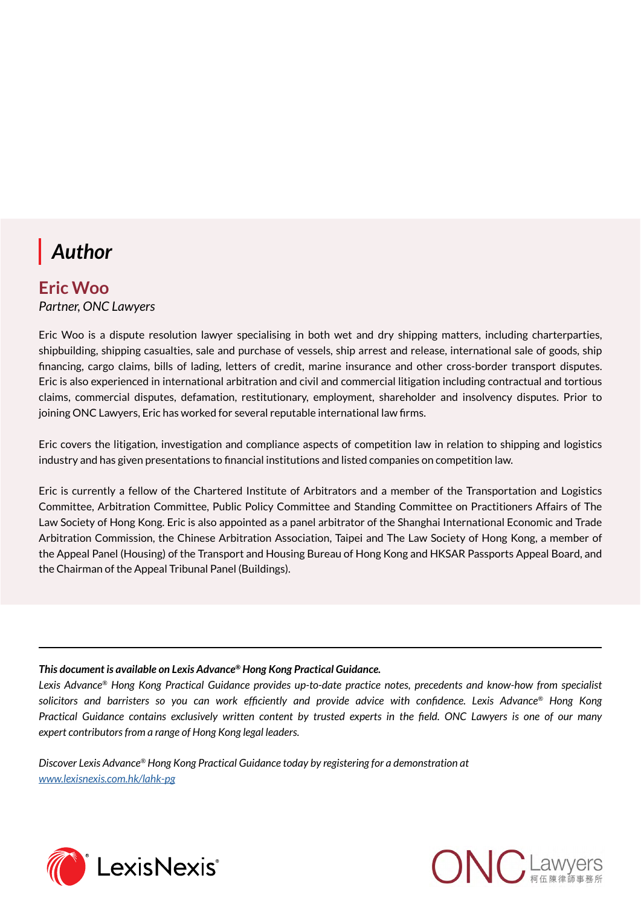## Author

### Eric Woo

*Partner, ONC Lawyers*

Eric Woo is a dispute resolution lawyer specialising in both wet and dry shipping matters, including charterparties, shipbuilding, shipping casualties, sale and purchase of vessels, ship arrest and release, international sale of goods, ship financing, cargo claims, bills of lading, letters of credit, marine insurance and other cross-border transport disputes. Eric is also experienced in international arbitration and civil and commercial litigation including contractual and tortious claims, commercial disputes, defamation, restitutionary, employment, shareholder and insolvency disputes. Prior to joining ONC Lawyers, Eric has worked for several reputable international law firms.

Eric covers the litigation, investigation and compliance aspects of competition law in relation to shipping and logistics industry and has given presentations to financial institutions and listed companies on competition law.

Eric is currently a fellow of the Chartered Institute of Arbitrators and a member of the Transportation and Logistics Committee, Arbitration Committee, Public Policy Committee and Standing Committee on Practitioners Affairs of The Law Society of Hong Kong. Eric is also appointed as a panel arbitrator of the Shanghai International Economic and Trade Arbitration Commission, the Chinese Arbitration Association, Taipei and The Law Society of Hong Kong, a member of the Appeal Panel (Housing) of the Transport and Housing Bureau of Hong Kong and HKSAR Passports Appeal Board, and the Chairman of the Appeal Tribunal Panel (Buildings).

---

***This document is available on Lexis Advance® Hong Kong Practical Guidance.***

*Lexis Advance® Hong Kong Practical Guidance provides up-to-date practice notes, precedents and know-how from specialist solicitors and barristers so you can work efficiently and provide advice with confidence. Lexis Advance® Hong Kong Practical Guidance contains exclusively written content by trusted experts in the field. ONC Lawyers is one of our many expert contributors from a range of Hong Kong legal leaders.*

*Discover Lexis Advance® Hong Kong Practical Guidance today by registering for a demonstration at [www.lexisnexis.com.hk/lahk-pg](www.lexisnexis.com.hk/lahk-pg)*

LexisNexis®

ONC Lawyers 柯伍陳律師事務所